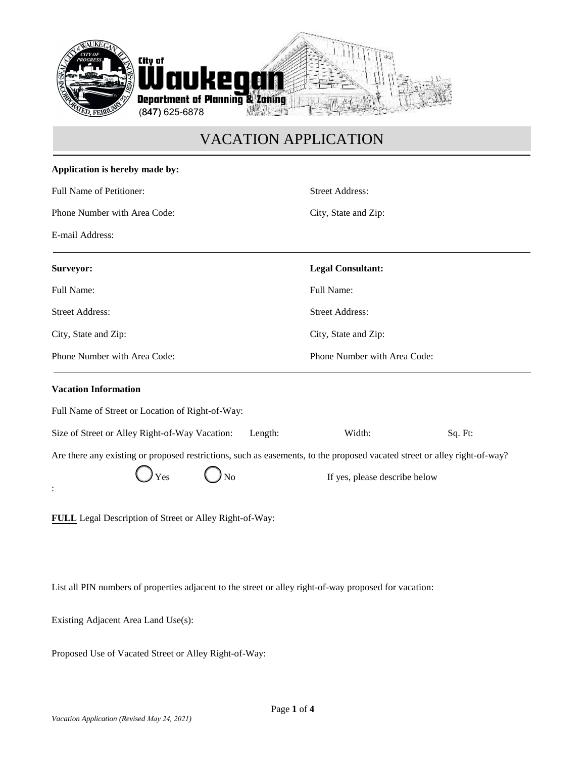City of Waukegan

Department of Planning & Zoning

(847) 625-6878

# VACATION APPLICATION

**Application is hereby made by:**

Full Name of Petitioner:

Street Address:

Phone Number with Area Code:

City, State and Zip:

E-mail Address:

---

**Surveyor:**

Full Name:

Street Address:

City, State and Zip:

Phone Number with Area Code:

**Legal Consultant:**

Full Name:

Street Address:

City, State and Zip:

Phone Number with Area Code:

---

**Vacation Information**

Full Name of Street or Location of Right-of-Way:

Size of Street or Alley Right-of-Way Vacation: Length: Width: Sq. Ft:

Are there any existing or proposed restrictions, such as easements, to the proposed vacated street or alley right-of-way?

○ Yes ○ No If yes, please describe below

:

**FULL** Legal Description of Street or Alley Right-of-Way:

List all PIN numbers of properties adjacent to the street or alley right-of-way proposed for vacation:

Existing Adjacent Area Land Use(s):

Proposed Use of Vacated Street or Alley Right-of-Way:

*Vacation Application (Revised May 24, 2021)*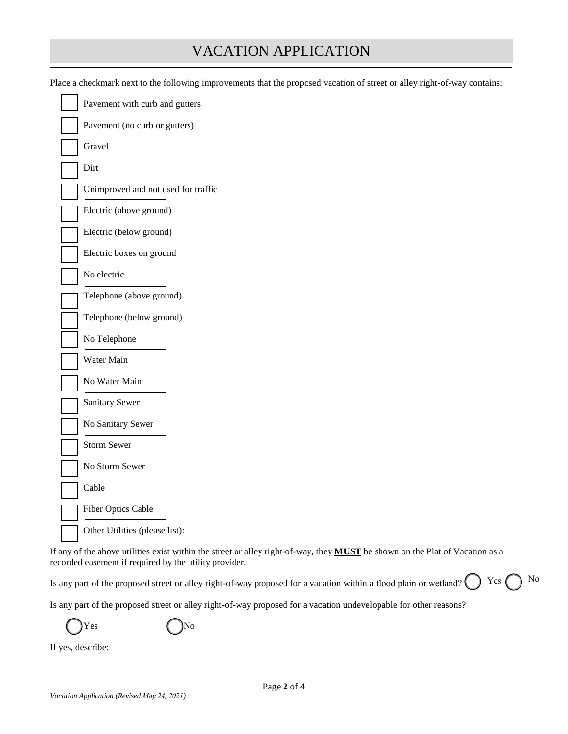# VACATION APPLICATION

Place a checkmark next to the following improvements that the proposed vacation of street or alley right-of-way contains:

- [ ] Pavement with curb and gutters
- [ ] Pavement (no curb or gutters)
- [ ] Gravel
- [ ] Dirt
- [ ] Unimproved and not used for traffic
- [ ] Electric (above ground)
- [ ] Electric (below ground)
- [ ] Electric boxes on ground
- [ ] No electric
- [ ] Telephone (above ground)
- [ ] Telephone (below ground)
- [ ] No Telephone
- [ ] Water Main
- [ ] No Water Main
- [ ] Sanitary Sewer
- [ ] No Sanitary Sewer
- [ ] Storm Sewer
- [ ] No Storm Sewer
- [ ] Cable
- [ ] Fiber Optics Cable
- [ ] Other Utilities (please list):

If any of the above utilities exist within the street or alley right-of-way, they **MUST** be shown on the Plat of Vacation as a recorded easement if required by the utility provider.

Is any part of the proposed street or alley right-of-way proposed for a vacation within a flood plain or wetland? ◯ Yes ◯ No

Is any part of the proposed street or alley right-of-way proposed for a vacation undevelopable for other reasons?

◯ Yes ◯ No

If yes, describe:

*Vacation Application (Revised May 24, 2021)*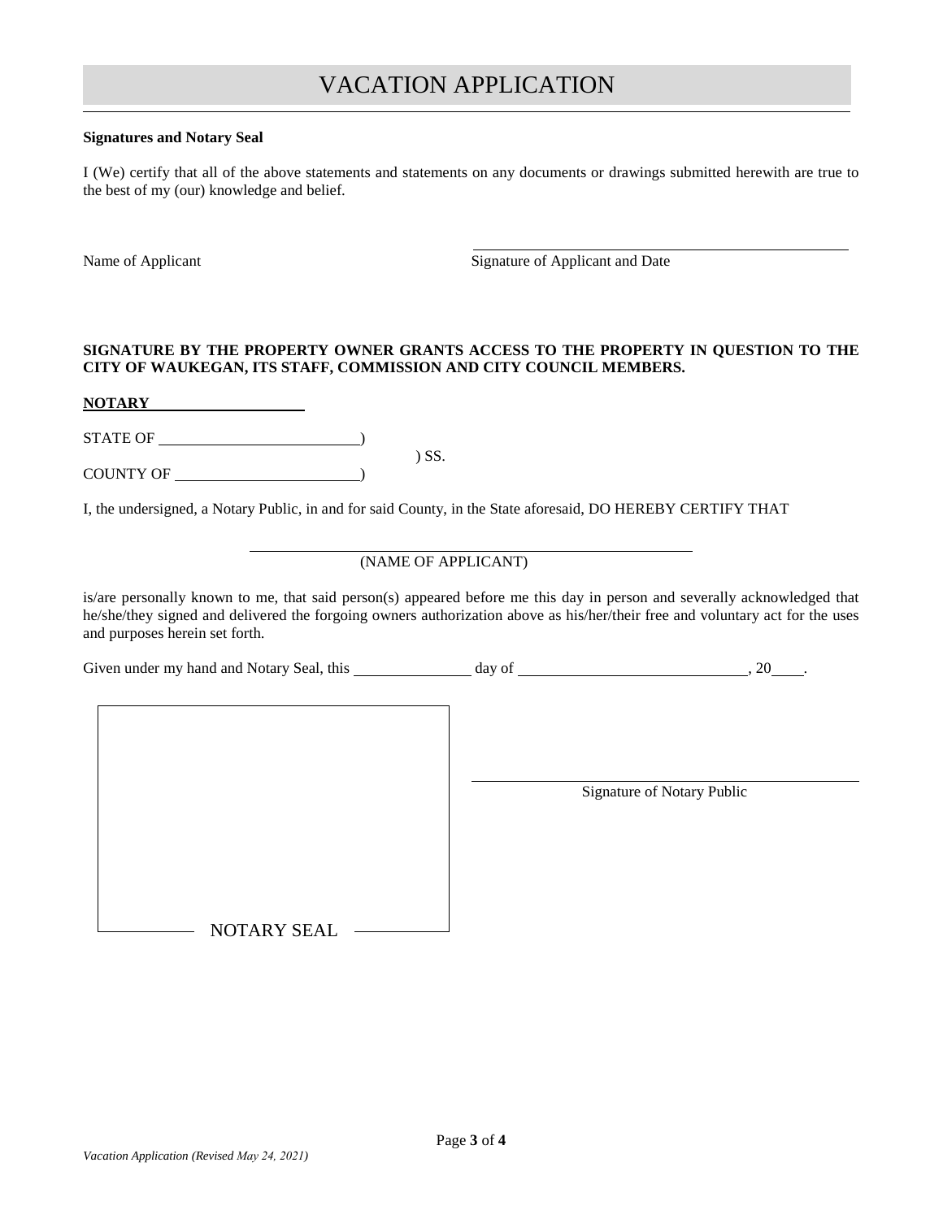# VACATION APPLICATION

**Signatures and Notary Seal**

I (We) certify that all of the above statements and statements on any documents or drawings submitted herewith are true to the best of my (our) knowledge and belief.

Name of Applicant ______________________ Signature of Applicant and Date

**SIGNATURE BY THE PROPERTY OWNER GRANTS ACCESS TO THE PROPERTY IN QUESTION TO THE CITY OF WAUKEGAN, ITS STAFF, COMMISSION AND CITY COUNCIL MEMBERS.**

**NOTARY**

STATE OF ______________________)
) SS.
COUNTY OF ______________________)

I, the undersigned, a Notary Public, in and for said County, in the State aforesaid, DO HEREBY CERTIFY THAT

______________________________
(NAME OF APPLICANT)

is/are personally known to me, that said person(s) appeared before me this day in person and severally acknowledged that he/she/they signed and delivered the forgoing owners authorization above as his/her/their free and voluntary act for the uses and purposes herein set forth.

Given under my hand and Notary Seal, this ____________ day of ______________________, 20____.

NOTARY SEAL

______________________________
Signature of Notary Public

*Vacation Application (Revised May 24, 2021)*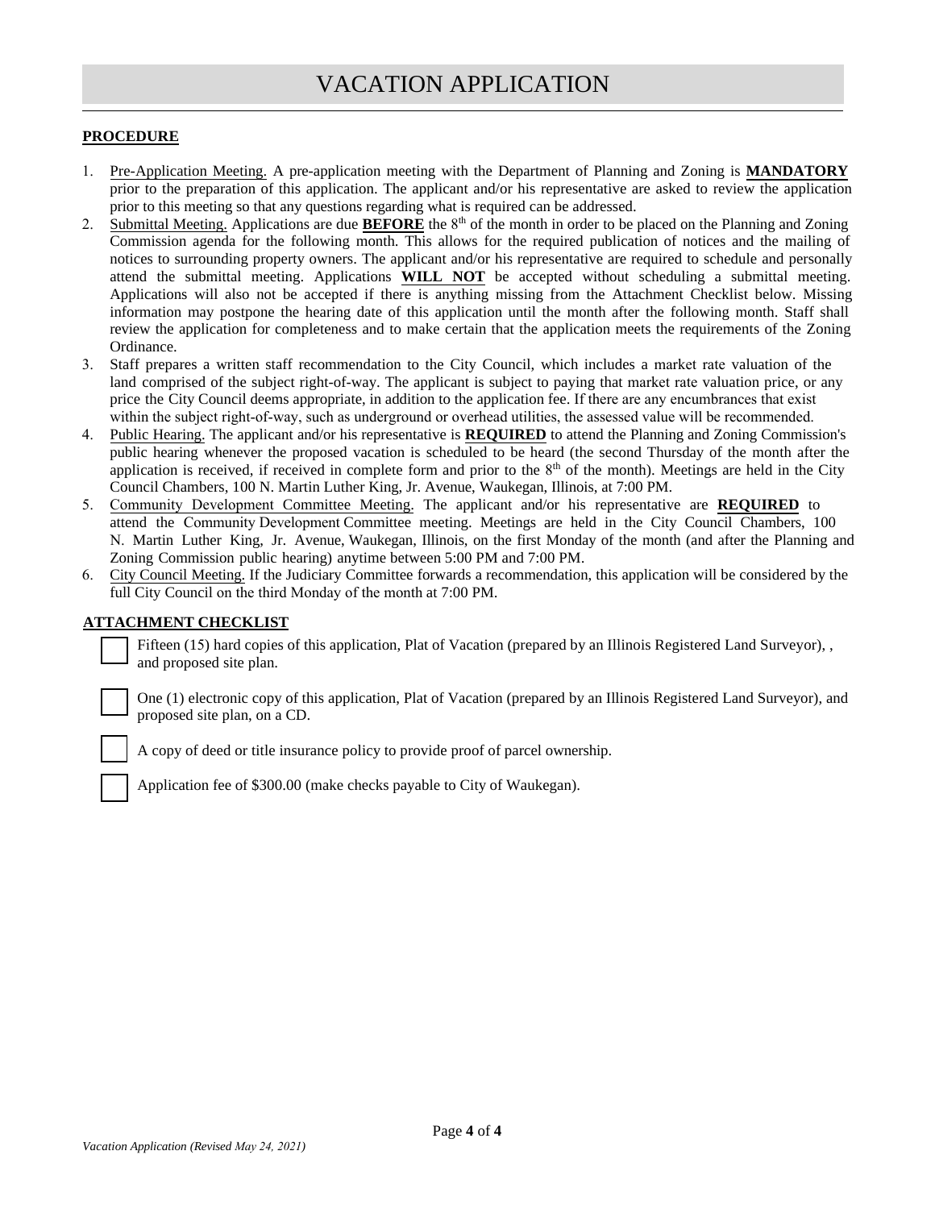# VACATION APPLICATION

**PROCEDURE**

1. Pre-Application Meeting. A pre-application meeting with the Department of Planning and Zoning is **MANDATORY** prior to the preparation of this application. The applicant and/or his representative are asked to review the application prior to this meeting so that any questions regarding what is required can be addressed.
2. Submittal Meeting. Applications are due **BEFORE** the 8th of the month in order to be placed on the Planning and Zoning Commission agenda for the following month. This allows for the required publication of notices and the mailing of notices to surrounding property owners. The applicant and/or his representative are required to schedule and personally attend the submittal meeting. Applications **WILL NOT** be accepted without scheduling a submittal meeting. Applications will also not be accepted if there is anything missing from the Attachment Checklist below. Missing information may postpone the hearing date of this application until the month after the following month. Staff shall review the application for completeness and to make certain that the application meets the requirements of the Zoning Ordinance.
3. Staff prepares a written staff recommendation to the City Council, which includes a market rate valuation of the land comprised of the subject right-of-way. The applicant is subject to paying that market rate valuation price, or any price the City Council deems appropriate, in addition to the application fee. If there are any encumbrances that exist within the subject right-of-way, such as underground or overhead utilities, the assessed value will be recommended.
4. Public Hearing. The applicant and/or his representative is **REQUIRED** to attend the Planning and Zoning Commission's public hearing whenever the proposed vacation is scheduled to be heard (the second Thursday of the month after the application is received, if received in complete form and prior to the 8th of the month). Meetings are held in the City Council Chambers, 100 N. Martin Luther King, Jr. Avenue, Waukegan, Illinois, at 7:00 PM.
5. Community Development Committee Meeting. The applicant and/or his representative are **REQUIRED** to attend the Community Development Committee meeting. Meetings are held in the City Council Chambers, 100 N. Martin Luther King, Jr. Avenue, Waukegan, Illinois, on the first Monday of the month (and after the Planning and Zoning Commission public hearing) anytime between 5:00 PM and 7:00 PM.
6. City Council Meeting. If the Judiciary Committee forwards a recommendation, this application will be considered by the full City Council on the third Monday of the month at 7:00 PM.

**ATTACHMENT CHECKLIST**

- [ ] Fifteen (15) hard copies of this application, Plat of Vacation (prepared by an Illinois Registered Land Surveyor), , and proposed site plan.
- [ ] One (1) electronic copy of this application, Plat of Vacation (prepared by an Illinois Registered Land Surveyor), and proposed site plan, on a CD.
- [ ] A copy of deed or title insurance policy to provide proof of parcel ownership.
- [ ] Application fee of $300.00 (make checks payable to City of Waukegan).

*Vacation Application (Revised May 24, 2021)*